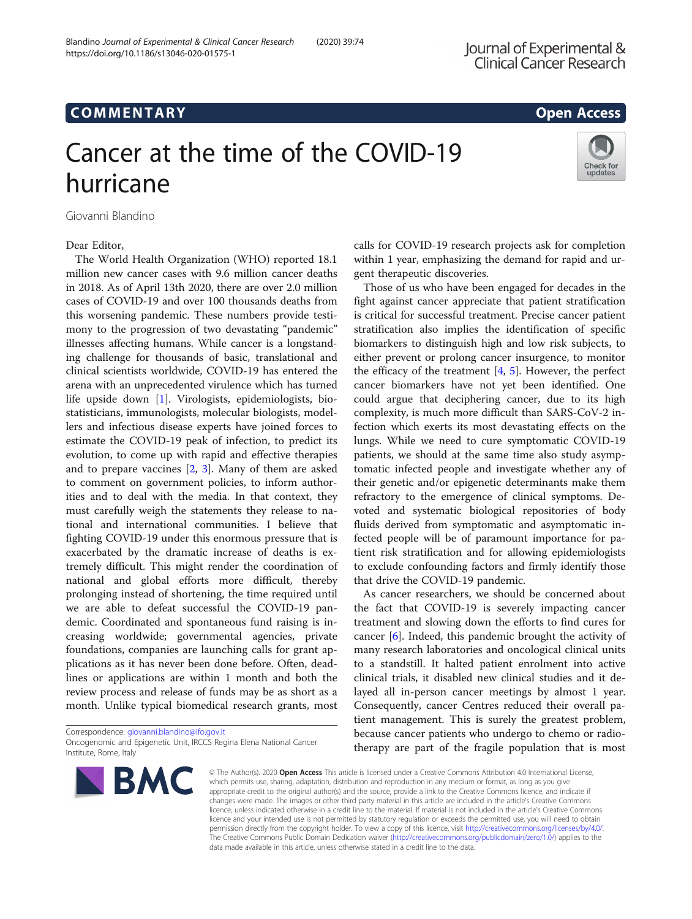COMMENTARY

Open Access

# Cancer at the time of the COVID-19 hurricane

Giovanni Blandino

Dear Editor,

The World Health Organization (WHO) reported 18.1 million new cancer cases with 9.6 million cancer deaths in 2018. As of April 13th 2020, there are over 2.0 million cases of COVID-19 and over 100 thousands deaths from this worsening pandemic. These numbers provide testimony to the progression of two devastating "pandemic" illnesses affecting humans. While cancer is a longstanding challenge for thousands of basic, translational and clinical scientists worldwide, COVID-19 has entered the arena with an unprecedented virulence which has turned life upside down [1]. Virologists, epidemiologists, biostatisticians, immunologists, molecular biologists, modellers and infectious disease experts have joined forces to estimate the COVID-19 peak of infection, to predict its evolution, to come up with rapid and effective therapies and to prepare vaccines [2, 3]. Many of them are asked to comment on government policies, to inform authorities and to deal with the media. In that context, they must carefully weigh the statements they release to national and international communities. I believe that fighting COVID-19 under this enormous pressure that is exacerbated by the dramatic increase of deaths is extremely difficult. This might render the coordination of national and global efforts more difficult, thereby prolonging instead of shortening, the time required until we are able to defeat successful the COVID-19 pandemic. Coordinated and spontaneous fund raising is increasing worldwide; governmental agencies, private foundations, companies are launching calls for grant applications as it has never been done before. Often, deadlines or applications are within 1 month and both the review process and release of funds may be as short as a month. Unlike typical biomedical research grants, most calls for COVID-19 research projects ask for completion within 1 year, emphasizing the demand for rapid and urgent therapeutic discoveries.

Those of us who have been engaged for decades in the fight against cancer appreciate that patient stratification is critical for successful treatment. Precise cancer patient stratification also implies the identification of specific biomarkers to distinguish high and low risk subjects, to either prevent or prolong cancer insurgence, to monitor the efficacy of the treatment [4, 5]. However, the perfect cancer biomarkers have not yet been identified. One could argue that deciphering cancer, due to its high complexity, is much more difficult than SARS-CoV-2 infection which exerts its most devastating effects on the lungs. While we need to cure symptomatic COVID-19 patients, we should at the same time also study asymptomatic infected people and investigate whether any of their genetic and/or epigenetic determinants make them refractory to the emergence of clinical symptoms. Devoted and systematic biological repositories of body fluids derived from symptomatic and asymptomatic infected people will be of paramount importance for patient risk stratification and for allowing epidemiologists to exclude confounding factors and firmly identify those that drive the COVID-19 pandemic.

As cancer researchers, we should be concerned about the fact that COVID-19 is severely impacting cancer treatment and slowing down the efforts to find cures for cancer [6]. Indeed, this pandemic brought the activity of many research laboratories and oncological clinical units to a standstill. It halted patient enrolment into active clinical trials, it disabled new clinical studies and it delayed all in-person cancer meetings by almost 1 year. Consequently, cancer Centres reduced their overall patient management. This is surely the greatest problem, because cancer patients who undergo to chemo or radiotherapy are part of the fragile population that is most

Correspondence: giovanni.blandino@ifo.gov.it
Oncogenomic and Epigenetic Unit, IRCCS Regina Elena National Cancer Institute, Rome, Italy

© The Author(s). 2020 **Open Access** This article is licensed under a Creative Commons Attribution 4.0 International License, which permits use, sharing, adaptation, distribution and reproduction in any medium or format, as long as you give appropriate credit to the original author(s) and the source, provide a link to the Creative Commons licence, and indicate if changes were made. The images or other third party material in this article are included in the article's Creative Commons licence, unless indicated otherwise in a credit line to the material. If material is not included in the article's Creative Commons licence and your intended use is not permitted by statutory regulation or exceeds the permitted use, you will need to obtain permission directly from the copyright holder. To view a copy of this licence, visit http://creativecommons.org/licenses/by/4.0/. The Creative Commons Public Domain Dedication waiver (http://creativecommons.org/publicdomain/zero/1.0/) applies to the data made available in this article, unless otherwise stated in a credit line to the data.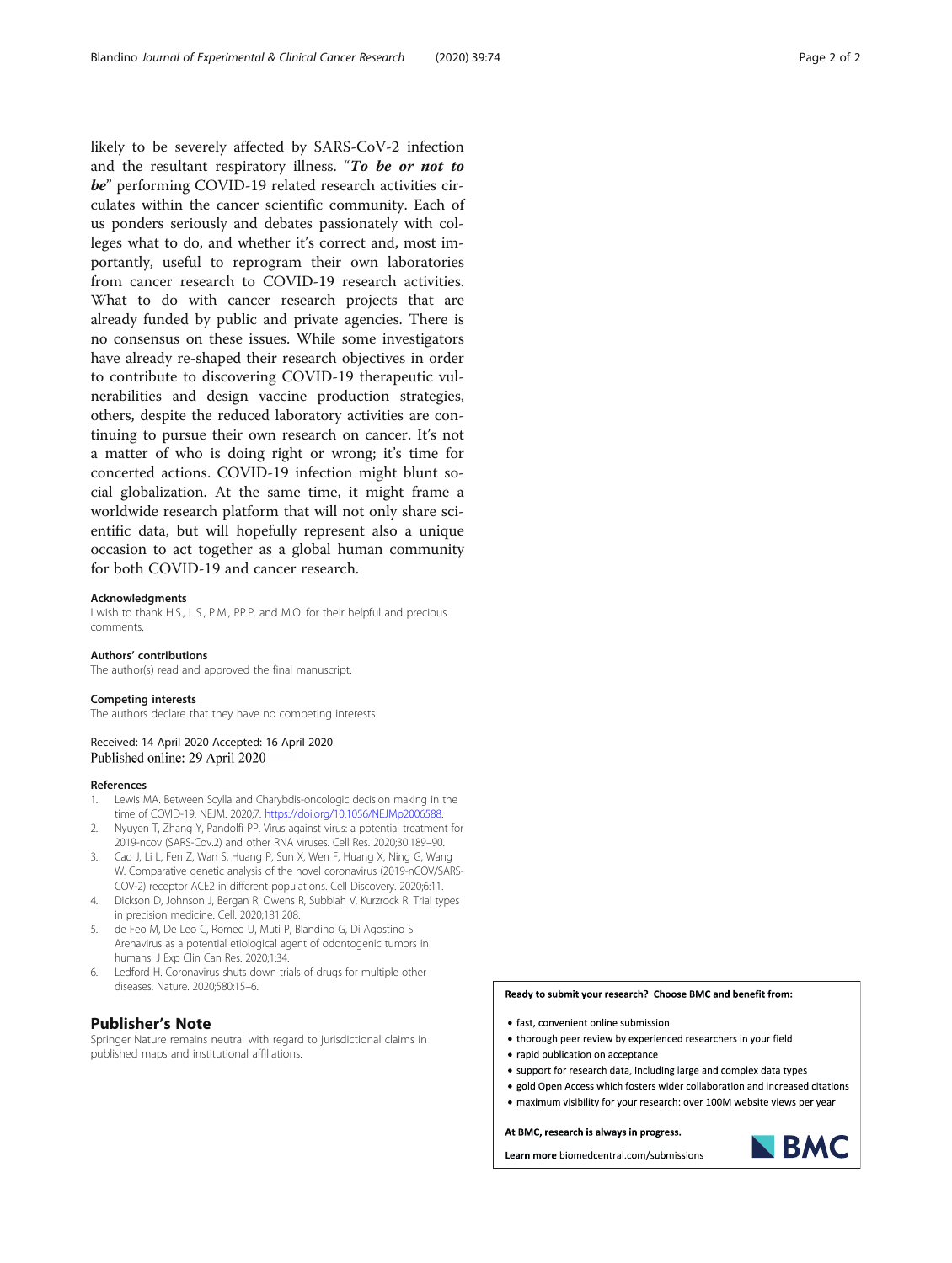likely to be severely affected by SARS-CoV-2 infection and the resultant respiratory illness. "***To be or not to be***" performing COVID-19 related research activities circulates within the cancer scientific community. Each of us ponders seriously and debates passionately with colleges what to do, and whether it's correct and, most importantly, useful to reprogram their own laboratories from cancer research to COVID-19 research activities. What to do with cancer research projects that are already funded by public and private agencies. There is no consensus on these issues. While some investigators have already re-shaped their research objectives in order to contribute to discovering COVID-19 therapeutic vulnerabilities and design vaccine production strategies, others, despite the reduced laboratory activities are continuing to pursue their own research on cancer. It's not a matter of who is doing right or wrong; it's time for concerted actions. COVID-19 infection might blunt social globalization. At the same time, it might frame a worldwide research platform that will not only share scientific data, but will hopefully represent also a unique occasion to act together as a global human community for both COVID-19 and cancer research.

#### Acknowledgments

I wish to thank H.S., L.S., P.M., PP.P. and M.O. for their helpful and precious comments.

#### Authors' contributions

The author(s) read and approved the final manuscript.

#### Competing interests

The authors declare that they have no competing interests

Received: 14 April 2020 Accepted: 16 April 2020
Published online: 29 April 2020

#### References

1. Lewis MA. Between Scylla and Charybdis-oncologic decision making in the time of COVID-19. NEJM. 2020;7. https://doi.org/10.1056/NEJMp2006588.
2. Nyuyen T, Zhang Y, Pandolfi PP. Virus against virus: a potential treatment for 2019-ncov (SARS-Cov.2) and other RNA viruses. Cell Res. 2020;30:189–90.
3. Cao J, Li L, Fen Z, Wan S, Huang P, Sun X, Wen F, Huang X, Ning G, Wang W. Comparative genetic analysis of the novel coronavirus (2019-nCOV/SARS-COV-2) receptor ACE2 in different populations. Cell Discovery. 2020;6:11.
4. Dickson D, Johnson J, Bergan R, Owens R, Subbiah V, Kurzrock R. Trial types in precision medicine. Cell. 2020;181:208.
5. de Feo M, De Leo C, Romeo U, Muti P, Blandino G, Di Agostino S. Arenavirus as a potential etiological agent of odontogenic tumors in humans. J Exp Clin Can Res. 2020;1:34.
6. Ledford H. Coronavirus shuts down trials of drugs for multiple other diseases. Nature. 2020;580:15–6.

## Publisher's Note

Springer Nature remains neutral with regard to jurisdictional claims in published maps and institutional affiliations.

**Ready to submit your research? Choose BMC and benefit from:**

- fast, convenient online submission
- thorough peer review by experienced researchers in your field
- rapid publication on acceptance
- support for research data, including large and complex data types
- gold Open Access which fosters wider collaboration and increased citations
- maximum visibility for your research: over 100M website views per year

**At BMC, research is always in progress.**

**Learn more** biomedcentral.com/submissions

BMC